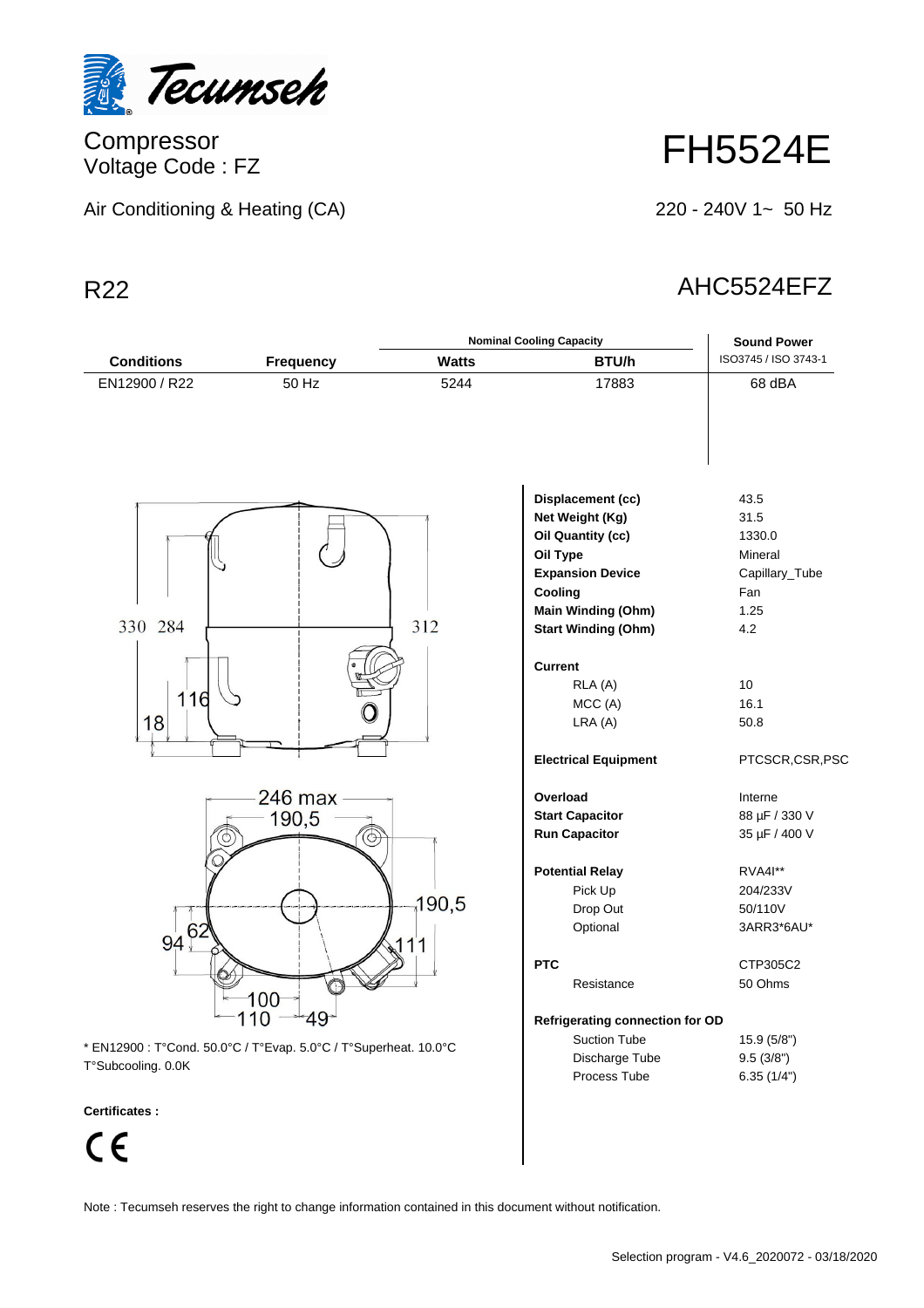Tecumseh

# Compressor
Voltage Code : FZ

# FH5524E

Air Conditioning & Heating (CA)

220 - 240V 1~ 50 Hz

## R22

## AHC5524EFZ

| Conditions | Frequency | Nominal Cooling Capacity Watts | BTU/h | Sound Power ISO3745 / ISO 3743-1 |
|---|---|---|---|---|
| EN12900 / R22 | 50 Hz | 5244 | 17883 | 68 dBA |

330 284 312 116 18

246 max 190,5 190,5 94 62 111 100 110 49

\* EN12900 : T°Cond. 50.0°C / T°Evap. 5.0°C / T°Superheat. 10.0°C T°Subcooling. 0.0K

| | |
|---|---|
| **Displacement (cc)** | 43.5 |
| **Net Weight (Kg)** | 31.5 |
| **Oil Quantity (cc)** | 1330.0 |
| **Oil Type** | Mineral |
| **Expansion Device** | Capillary_Tube |
| **Cooling** | Fan |
| **Main Winding (Ohm)** | 1.25 |
| **Start Winding (Ohm)** | 4.2 |
| **Current** | |
| RLA (A) | 10 |
| MCC (A) | 16.1 |
| LRA (A) | 50.8 |
| **Electrical Equipment** | PTCSCR,CSR,PSC |
| **Overload** | Interne |
| **Start Capacitor** | 88 µF / 330 V |
| **Run Capacitor** | 35 µF / 400 V |
| **Potential Relay** | RVA4I** |
| Pick Up | 204/233V |
| Drop Out | 50/110V |
| Optional | 3ARR3*6AU* |
| **PTC** | CTP305C2 |
| Resistance | 50 Ohms |
| **Refrigerating connection for OD** | |
| Suction Tube | 15.9 (5/8") |
| Discharge Tube | 9.5 (3/8") |
| Process Tube | 6.35 (1/4") |

**Certificates :**

CE

Note : Tecumseh reserves the right to change information contained in this document without notification.

Selection program - V4.6_2020072 - 03/18/2020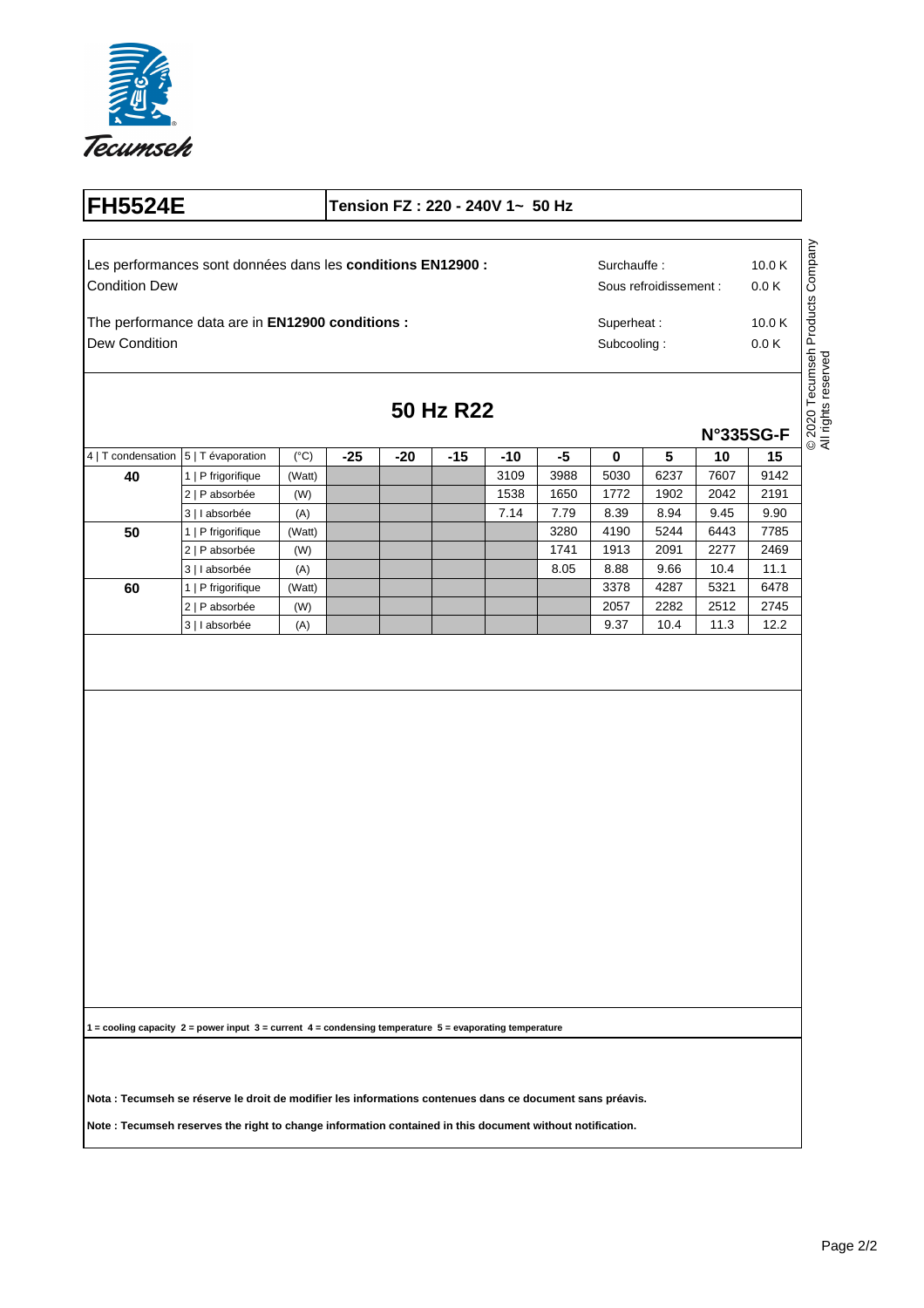# FH5524E

**Tension FZ : 220 - 240V 1~ 50 Hz**

Les performances sont données dans les **conditions EN12900 :**
Condition Dew

Surchauffe : 10.0 K
Sous refroidissement : 0.0 K

The performance data are in **EN12900 conditions :**
Dew Condition

Superheat : 10.0 K
Subcooling : 0.0 K

## 50 Hz R22

**N°335SG-F**

| 4 \| T condensation | 5 \| T évaporation | (°C) | -25 | -20 | -15 | -10 | -5 | 0 | 5 | 10 | 15 |
|---|---|---|---|---|---|---|---|---|---|---|---|
| **40** | 1 \| P frigorifique | (Watt) | | | | 3109 | 3988 | 5030 | 6237 | 7607 | 9142 |
| | 2 \| P absorbée | (W) | | | | 1538 | 1650 | 1772 | 1902 | 2042 | 2191 |
| | 3 \| I absorbée | (A) | | | | 7.14 | 7.79 | 8.39 | 8.94 | 9.45 | 9.90 |
| **50** | 1 \| P frigorifique | (Watt) | | | | | 3280 | 4190 | 5244 | 6443 | 7785 |
| | 2 \| P absorbée | (W) | | | | | 1741 | 1913 | 2091 | 2277 | 2469 |
| | 3 \| I absorbée | (A) | | | | | 8.05 | 8.88 | 9.66 | 10.4 | 11.1 |
| **60** | 1 \| P frigorifique | (Watt) | | | | | | 3378 | 4287 | 5321 | 6478 |
| | 2 \| P absorbée | (W) | | | | | | 2057 | 2282 | 2512 | 2745 |
| | 3 \| I absorbée | (A) | | | | | | 9.37 | 10.4 | 11.3 | 12.2 |

**1 = cooling capacity 2 = power input 3 = current 4 = condensing temperature 5 = evaporating temperature**

**Nota : Tecumseh se réserve le droit de modifier les informations contenues dans ce document sans préavis.**

**Note : Tecumseh reserves the right to change information contained in this document without notification.**

© 2020 Tecumseh Products Company
All rights reserved